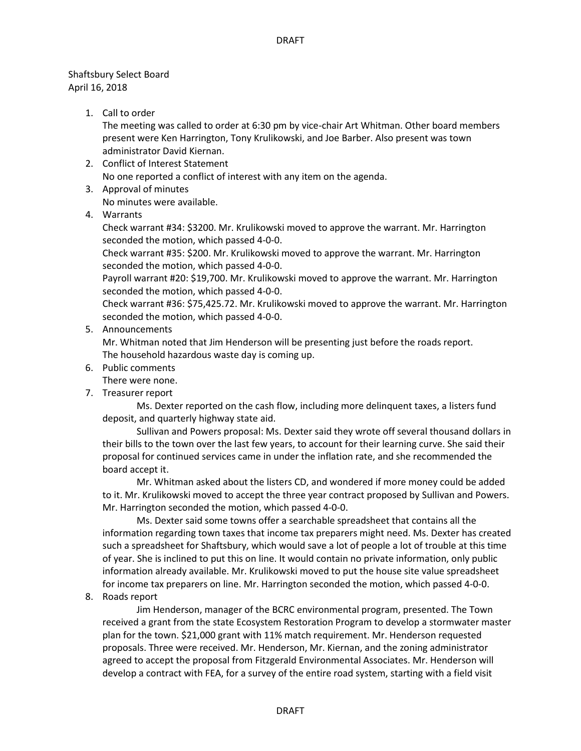Shaftsbury Select Board
April 16, 2018

1. Call to order
   The meeting was called to order at 6:30 pm by vice-chair Art Whitman. Other board members present were Ken Harrington, Tony Krulikowski, and Joe Barber. Also present was town administrator David Kiernan.
2. Conflict of Interest Statement
   No one reported a conflict of interest with any item on the agenda.
3. Approval of minutes
   No minutes were available.
4. Warrants
   Check warrant #34: $3200. Mr. Krulikowski moved to approve the warrant. Mr. Harrington seconded the motion, which passed 4-0-0.
   Check warrant #35: $200. Mr. Krulikowski moved to approve the warrant. Mr. Harrington seconded the motion, which passed 4-0-0.
   Payroll warrant #20: $19,700. Mr. Krulikowski moved to approve the warrant. Mr. Harrington seconded the motion, which passed 4-0-0.
   Check warrant #36: $75,425.72. Mr. Krulikowski moved to approve the warrant. Mr. Harrington seconded the motion, which passed 4-0-0.
5. Announcements
   Mr. Whitman noted that Jim Henderson will be presenting just before the roads report.
   The household hazardous waste day is coming up.
6. Public comments
   There were none.
7. Treasurer report

   Ms. Dexter reported on the cash flow, including more delinquent taxes, a listers fund deposit, and quarterly highway state aid.

   Sullivan and Powers proposal: Ms. Dexter said they wrote off several thousand dollars in their bills to the town over the last few years, to account for their learning curve. She said their proposal for continued services came in under the inflation rate, and she recommended the board accept it.

   Mr. Whitman asked about the listers CD, and wondered if more money could be added to it. Mr. Krulikowski moved to accept the three year contract proposed by Sullivan and Powers. Mr. Harrington seconded the motion, which passed 4-0-0.

   Ms. Dexter said some towns offer a searchable spreadsheet that contains all the information regarding town taxes that income tax preparers might need. Ms. Dexter has created such a spreadsheet for Shaftsbury, which would save a lot of people a lot of trouble at this time of year. She is inclined to put this on line. It would contain no private information, only public information already available. Mr. Krulikowski moved to put the house site value spreadsheet for income tax preparers on line. Mr. Harrington seconded the motion, which passed 4-0-0.
8. Roads report

   Jim Henderson, manager of the BCRC environmental program, presented. The Town received a grant from the state Ecosystem Restoration Program to develop a stormwater master plan for the town. $21,000 grant with 11% match requirement. Mr. Henderson requested proposals. Three were received. Mr. Henderson, Mr. Kiernan, and the zoning administrator agreed to accept the proposal from Fitzgerald Environmental Associates. Mr. Henderson will develop a contract with FEA, for a survey of the entire road system, starting with a field visit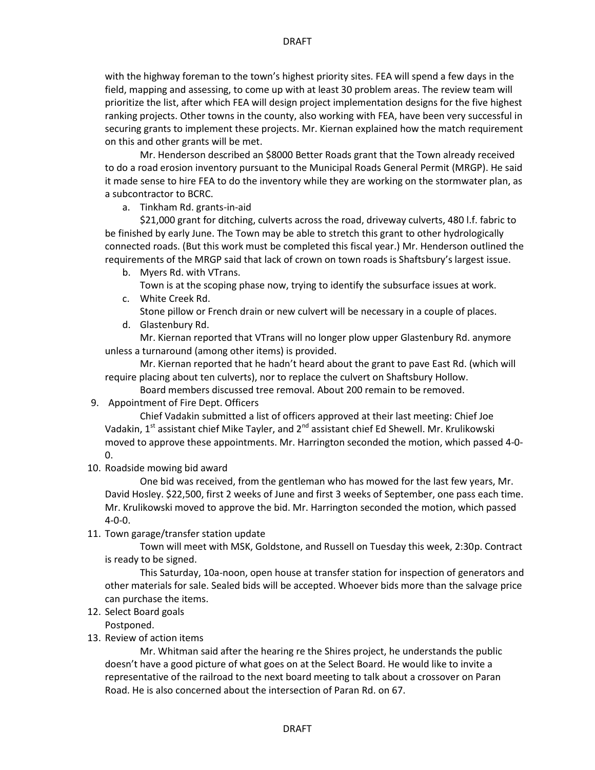with the highway foreman to the town's highest priority sites. FEA will spend a few days in the field, mapping and assessing, to come up with at least 30 problem areas. The review team will prioritize the list, after which FEA will design project implementation designs for the five highest ranking projects. Other towns in the county, also working with FEA, have been very successful in securing grants to implement these projects. Mr. Kiernan explained how the match requirement on this and other grants will be met.

Mr. Henderson described an $8000 Better Roads grant that the Town already received to do a road erosion inventory pursuant to the Municipal Roads General Permit (MRGP). He said it made sense to hire FEA to do the inventory while they are working on the stormwater plan, as a subcontractor to BCRC.

a. Tinkham Rd. grants-in-aid

$21,000 grant for ditching, culverts across the road, driveway culverts, 480 l.f. fabric to be finished by early June. The Town may be able to stretch this grant to other hydrologically connected roads. (But this work must be completed this fiscal year.) Mr. Henderson outlined the requirements of the MRGP said that lack of crown on town roads is Shaftsbury's largest issue.

b. Myers Rd. with VTrans.

Town is at the scoping phase now, trying to identify the subsurface issues at work.

c. White Creek Rd.

Stone pillow or French drain or new culvert will be necessary in a couple of places.

d. Glastenbury Rd.

Mr. Kiernan reported that VTrans will no longer plow upper Glastenbury Rd. anymore unless a turnaround (among other items) is provided.

Mr. Kiernan reported that he hadn't heard about the grant to pave East Rd. (which will require placing about ten culverts), nor to replace the culvert on Shaftsbury Hollow.

Board members discussed tree removal. About 200 remain to be removed.

9. Appointment of Fire Dept. Officers

Chief Vadakin submitted a list of officers approved at their last meeting: Chief Joe Vadakin, 1st assistant chief Mike Tayler, and 2nd assistant chief Ed Shewell. Mr. Krulikowski moved to approve these appointments. Mr. Harrington seconded the motion, which passed 4-0-0.

10. Roadside mowing bid award

One bid was received, from the gentleman who has mowed for the last few years, Mr. David Hosley. $22,500, first 2 weeks of June and first 3 weeks of September, one pass each time. Mr. Krulikowski moved to approve the bid. Mr. Harrington seconded the motion, which passed 4-0-0.

11. Town garage/transfer station update

Town will meet with MSK, Goldstone, and Russell on Tuesday this week, 2:30p. Contract is ready to be signed.

This Saturday, 10a-noon, open house at transfer station for inspection of generators and other materials for sale. Sealed bids will be accepted. Whoever bids more than the salvage price can purchase the items.

12. Select Board goals

Postponed.

13. Review of action items

Mr. Whitman said after the hearing re the Shires project, he understands the public doesn't have a good picture of what goes on at the Select Board. He would like to invite a representative of the railroad to the next board meeting to talk about a crossover on Paran Road. He is also concerned about the intersection of Paran Rd. on 67.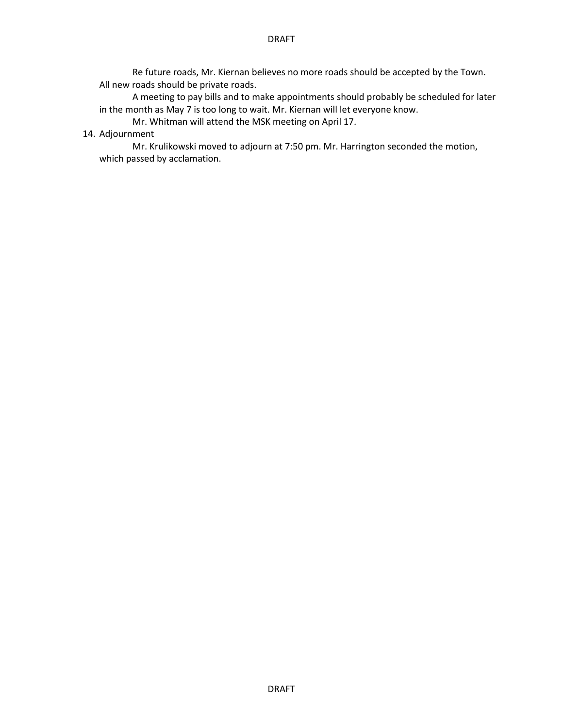Re future roads, Mr. Kiernan believes no more roads should be accepted by the Town. All new roads should be private roads.

A meeting to pay bills and to make appointments should probably be scheduled for later in the month as May 7 is too long to wait. Mr. Kiernan will let everyone know.

Mr. Whitman will attend the MSK meeting on April 17.

14. Adjournment

Mr. Krulikowski moved to adjourn at 7:50 pm. Mr. Harrington seconded the motion, which passed by acclamation.